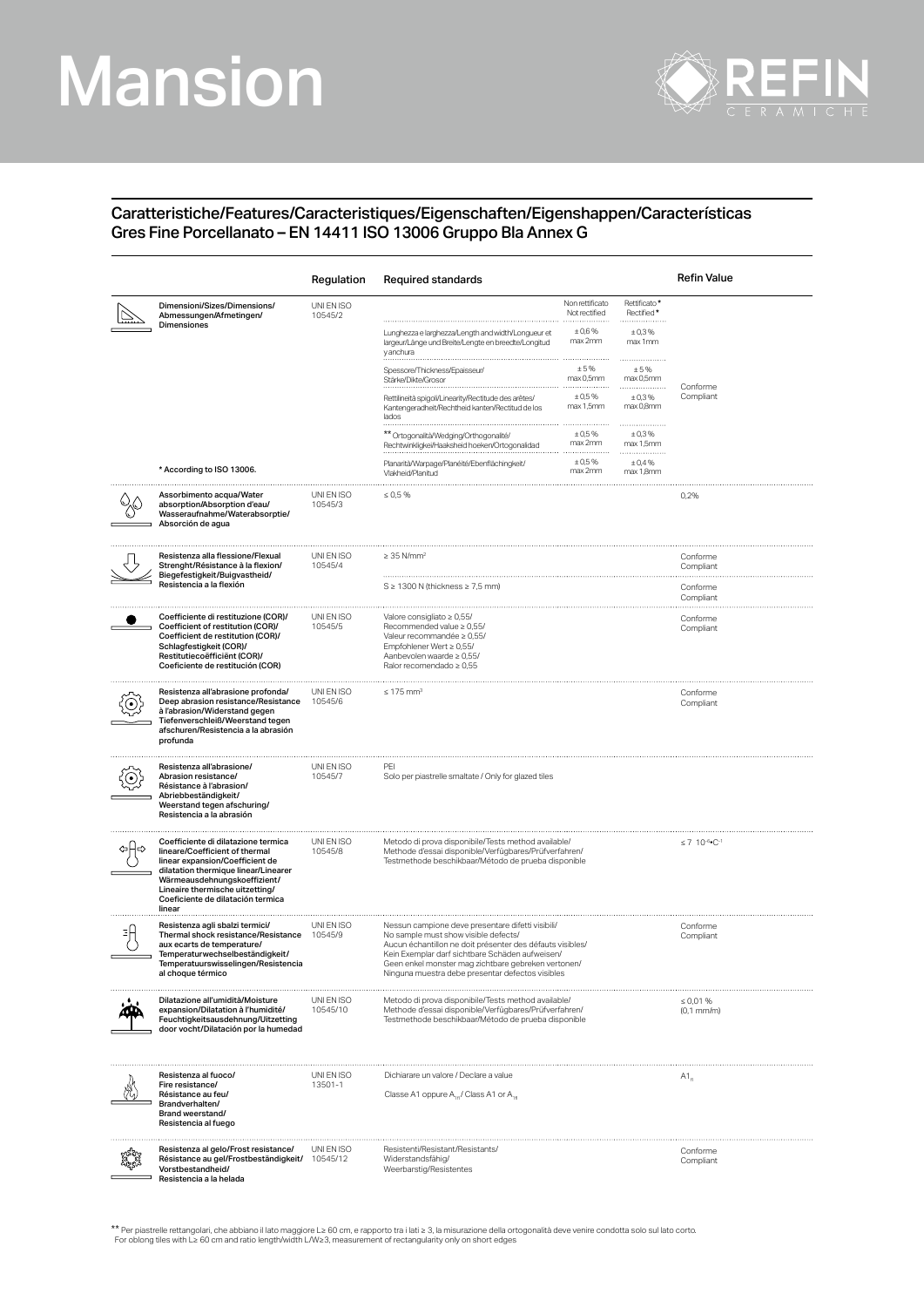# Mansion

REFIN CERAMICHE

## Caratteristiche/Features/Caracteristiques/Eigenschaften/Eigenshappen/Características
Gres Fine Porcellanato – EN 14411 ISO 13006 Gruppo Bla Annex G

| Characteristic | Regulation | Required standards | Non rettificato / Not rectified | Rettificato* / Rectified* | Refin Value |
|---|---|---|---|---|---|
| Dimensioni/Sizes/Dimensions/ Abmessungen/Afmetingen/ Dimensiones | UNI EN ISO 10545/2 | Lunghezza e larghezza/Length and width/Longueur et largeur/Länge und Breite/Lengte en breedte/Longitud y anchura | ± 0,6 % max 2mm | ± 0,3 % max 1mm | Conforme Compliant |
| | | Spessore/Thickness/Epaisseur/ Stärke/Dikte/Grosor | ± 5 % max 0,5mm | ± 5 % max 0,5mm | |
| | | Rettilineità spigoli/Linearity/Rectitude des arêtes/ Kantengeradheit/Rechtheid kanten/Rectitud de los lados | ± 0,5 % max 1,5mm | ± 0,3 % max 0,8mm | |
| | | ** Ortogonalità/Wedging/Orthogonalité/ Rechtwinkligkeit/Haaksheid hoeken/Ortogonalidad | ± 0,5 % max 2mm | ± 0,3 % max 1,5mm | |
| * According to ISO 13006. | | Planarità/Warpage/Planéité/Ebenflächingkeit/ Vlakheid/Planitud | ± 0,5 % max 2mm | ± 0,4 % max 1,8mm | |
| Assorbimento acqua/Water absorption/Absorption d'eau/ Wasseraufnahme/Waterabsorptie/ Absorción de agua | UNI EN ISO 10545/3 | ≤ 0,5 % | | | 0,2% |
| Resistenza alla flessione/Flexual Strenght/Résistance à la flexion/ Biegefestigkeit/Buigvastheid/ Resistencia a la flexión | UNI EN ISO 10545/4 | ≥ 35 N/mm² | | | Conforme Compliant |
| | | S ≥ 1300 N (thickness ≥ 7,5 mm) | | | Conforme Compliant |
| Coefficiente di restituzione (COR)/ Coefficient of restitution (COR)/ Coefficient de restitution (COR)/ Schlagfestigkeit (COR)/ Restitutiecoëfficiënt (COR)/ Coeficiente de restitución (COR) | UNI EN ISO 10545/5 | Valore consigliato ≥ 0,55/ Recommended value ≥ 0,55/ Valeur recommandée ≥ 0,55/ Empfohlener Wert ≥ 0,55/ Aanbevolen waarde ≥ 0,55/ Ralor recomendado ≥ 0,55 | | | Conforme Compliant |
| Resistenza all'abrasione profonda/ Deep abrasion resistance/Resistance à l'abrasion/Widerstand gegen Tiefenverschleiß/Weerstand tegen afschuren/Resistencia a la abrasión profunda | UNI EN ISO 10545/6 | ≤ 175 mm³ | | | Conforme Compliant |
| Resistenza all'abrasione/ Abrasion resistance/ Résistance à l'abrasion/ Abriebbeständigkeit/ Weerstand tegen afschuring/ Resistencia a la abrasión | UNI EN ISO 10545/7 | PEI Solo per piastrelle smaltate / Only for glazed tiles | | | |
| Coefficiente di dilatazione termica lineare/Coefficient of thermal linear expansion/Coefficient de dilatation thermique linear/Linearer Wärmeausdehnungskoeffizient/ Lineaire thermische uitzetting/ Coeficiente de dilatación termica linear | UNI EN ISO 10545/8 | Metodo di prova disponibile/Tests method available/ Methode d'essai disponible/Verfügbares/Prüfverfahren/ Testmethode beschikbaar/Método de prueba disponible | | | $\leq 7\ 10^{-6} \bullet C^{-1}$ |
| Resistenza agli sbalzi termici/ Thermal shock resistance/Resistance aux ecarts de temperature/ Temperaturwechselbeständigkeit/ Temperatuurswisselingen/Resistencia al choque térmico | UNI EN ISO 10545/9 | Nessun campione deve presentare difetti visibili/ No sample must show visible defects/ Aucun échantillon ne doit présenter des défauts visibles/ Kein Exemplar darf sichtbare Schäden aufweisen/ Geen enkel monster mag zichtbare gebreken vertonen/ Ninguna muestra debe presentar defectos visibles | | | Conforme Compliant |
| Dilatazione all'umidità/Moisture expansion/Dilatation à l'humidité/ Feuchtigkeitsausdehnung/Uitzetting door vocht/Dilatación por la humedad | UNI EN ISO 10545/10 | Metodo di prova disponibile/Tests method available/ Methode d'essai disponible/Verfügbares/Prüfverfahren/ Testmethode beschikbaar/Método de prueba disponible | | | ≤ 0,01 % (0,1 mm/m) |
| Resistenza al fuoco/ Fire resistance/ Résistance au feu/ Brandverhalten/ Brand weerstand/ Resistencia al fuego | UNI EN ISO 13501-1 | Dichiarare un valore / Declare a value<br>Classe A1 oppure $A_{1fl}$ / Class A1 or $A_{1fl}$ | | | $A1_{fl}$ |
| Resistenza al gelo/Frost resistance/ Résistance au gel/Frostbeständigkeit/ Vorstbestandheid/ Resistencia a la helada | UNI EN ISO 10545/12 | Resistenti/Resistant/Resistants/ Widerstandsfähig/ Weerbarstig/Resistentes | | | Conforme Compliant |

** Per piastrelle rettangolari, che abbiano il lato maggiore L≥ 60 cm, e rapporto tra i lati ≥ 3, la misurazione della ortogonalità deve venire condotta solo sul lato corto.
For oblong tiles with L≥ 60 cm and ratio length/width L/W≥3, measurement of rectangularity only on short edges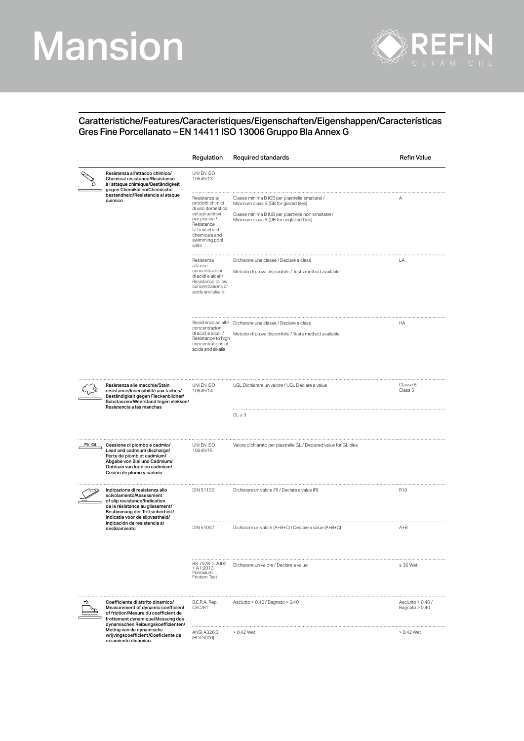# Mansion

REFIN CERAMICHE

## Caratteristiche/Features/Caracteristiques/Eigenschaften/Eigenshappen/Características
## Gres Fine Porcellanato – EN 14411 ISO 13006 Gruppo Bla Annex G

| | Regulation | Required standards | Refin Value |
|---|---|---|---|
| **Resistenza all'attacco chimico/Chemical resistance/Resistance à l'attaque chimique/Beständigkeit gegen Chemikalien/Chemische bestandheid/Resistencia al ataque químico** | UNI EN ISO 10545/13 | | |
| | Resistenza ai prodotti chimici di uso domestico ed agli additivi per piscina / Resistance to household chemicals and swimming pool salts | Classe minima B (GB per piastrelle smaltate) / Minimum class B (GB for glazed tiles)<br>Classe minima B (UB per piastrelle non smaltate) / Minimum class B (UB for unglazed tiles) | A |
| | Resistenza a basse concentrazioni di acidi e alcali / Resistance to low concentrations of acids and alkalis | Dichiarare una classe / Declare a class<br>Metodo di prova disponibile / Tests method available | LA |
| | Resistenza ad alte concentrazioni di acidi e alcali / Resistance to high concentrations of acids and alkalis | Dichiarare una classe / Declare a class<br>Metodo di prova disponibile / Tests method available | HA |
| **Resistenza alle macchie/Stain resistance/Insensibilité aux taches/Beständigkeit gegen Fleckenbildner/Substanzen/Weerstand tegen vlekken/Resistencia a las manchas** | UNI EN ISO 10545/14 | UGL Dichiarare un valore / UGL Declare a value | Classe 5<br>Class 5 |
| | | GL ≥ 3 | |
| **Cessione di piombo e cadmio/Lead and cadmium discharge/Perte de plomb et cadmium/Abgabe von Blei und Cadmium/Ontdaan van lood en cadmium/Cesión de plomo y cadmio** | UNI EN ISO 10545/15 | Valore dichiarato per piastrelle GL / Declared value for GL tiles | |
| **Indicazione di resistenza allo scivolamento/Assessment of slip resistance/Indication de la résistance au glissement/Bestimmung der Trittsicherheit/Indicatie voor de slipvastheid/Indicación de resistencia al deslizamiento** | DIN 51130 | Dichiarare un valore (R) / Declare a value (R) | R10 |
| | DIN 51097 | Dichiarare un valore (A+B+C) / Declare a value (A+B+C) | A+B |
| | BS 7976-2:2002 + A1:2013 Pendulum Friction Test | Dichiarare un valore / Declare a value | ≥ 36 Wet |
| **Coefficiente di attrito dinamico/Measurement of dynamic coefficient of friction/Mesure du coefficient de frottement dynamique/Messung des dynamischen Reibungskoeffizienten/Meting van de dynamische wrijvingscoefficient/Coeficiente de rozamiento dinámico** | B.C.R.A. Rep. CEC/81 | Asciutto > 0,40 / Bagnato > 0,40 | Asciutto > 0,40 / Bagnato > 0,40 |
| | ANSI A326.3 (BOT3000) | > 0,42 Wet | > 0,42 Wet |